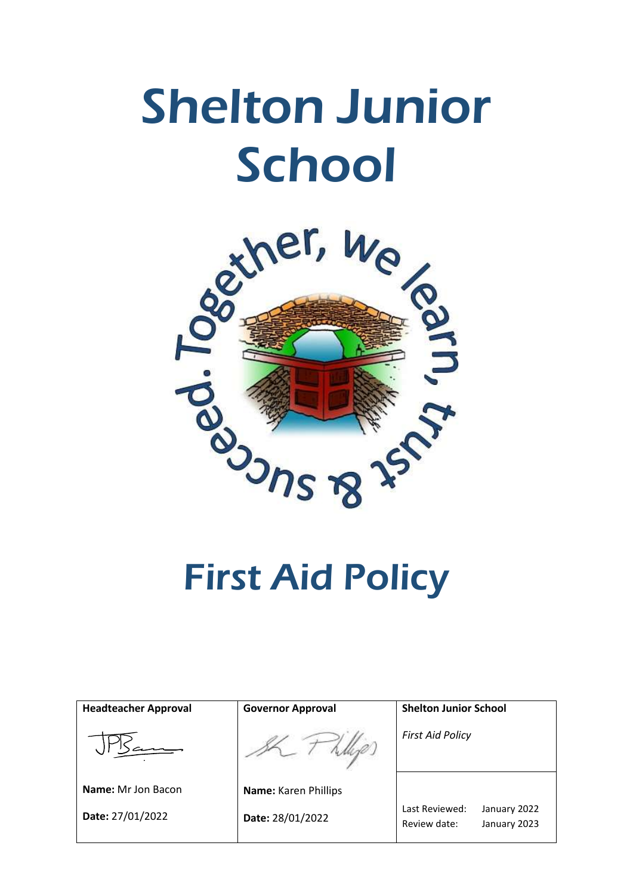# Shelton Junior School

Together, we learn, trust & succeed.

# First Aid Policy

| Headteacher Approval | Governor Approval | Shelton Junior School |
| --- | --- | --- |
| | | *First Aid Policy* |
| **Name:** Mr Jon Bacon | **Name:** Karen Phillips | |
| **Date:** 27/01/2022 | **Date:** 28/01/2022 | Last Reviewed: January 2022<br>Review date: January 2023 |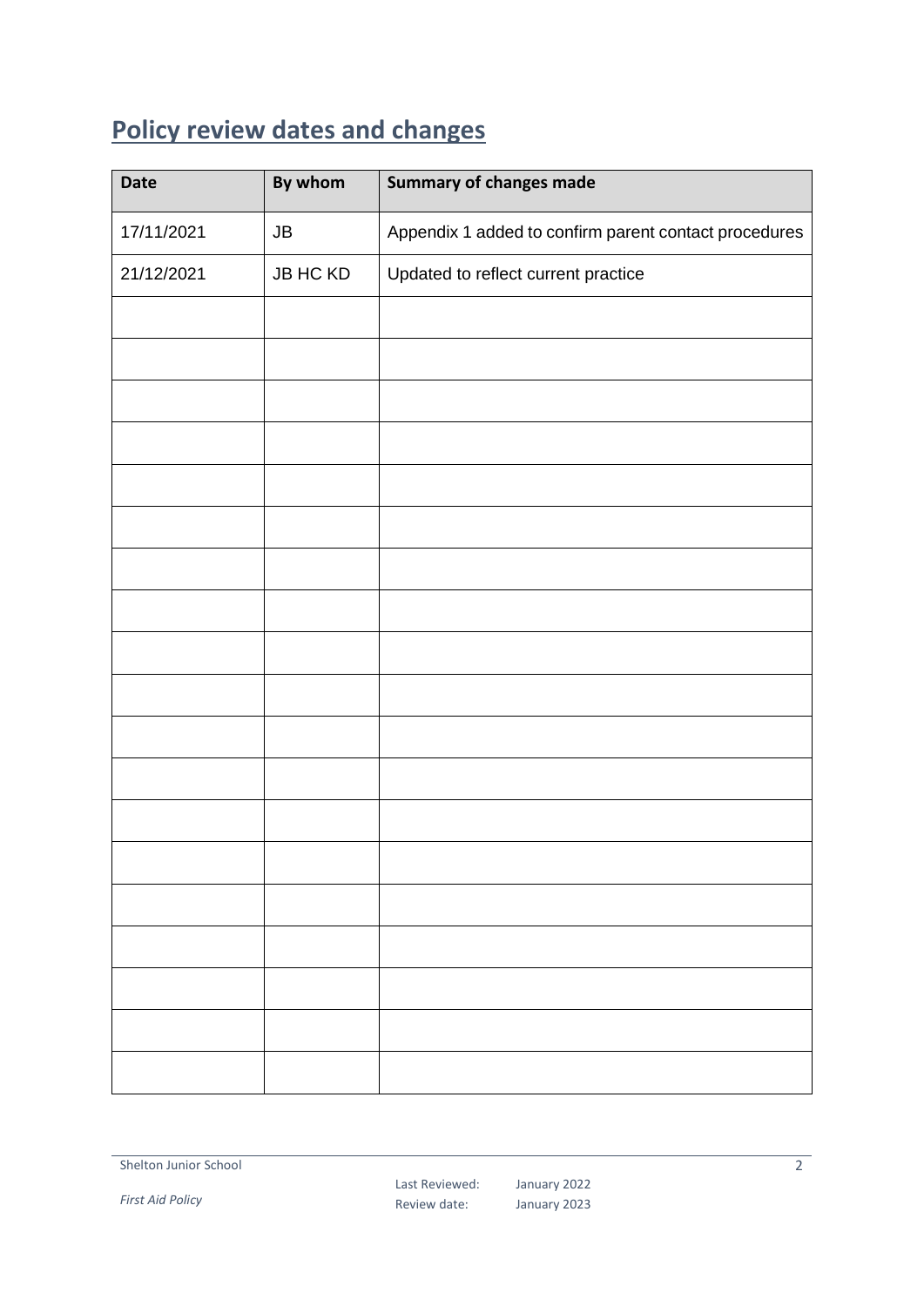## Policy review dates and changes

| Date | By whom | Summary of changes made |
|---|---|---|
| 17/11/2021 | JB | Appendix 1 added to confirm parent contact procedures |
| 21/12/2021 | JB HC KD | Updated to reflect current practice |
| | | |
| | | |
| | | |
| | | |
| | | |
| | | |
| | | |
| | | |
| | | |
| | | |
| | | |
| | | |
| | | |
| | | |
| | | |
| | | |
| | | |
| | | |
| | | |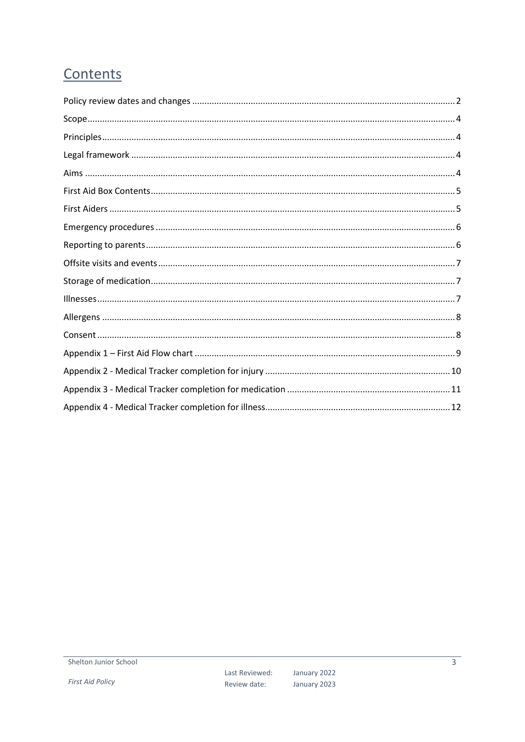# Contents

Policy review dates and changes ........ 2
Scope ........ 4
Principles ........ 4
Legal framework ........ 4
Aims ........ 4
First Aid Box Contents ........ 5
First Aiders ........ 5
Emergency procedures ........ 6
Reporting to parents ........ 6
Offsite visits and events ........ 7
Storage of medication ........ 7
Illnesses ........ 7
Allergens ........ 8
Consent ........ 8
Appendix 1 – First Aid Flow chart ........ 9
Appendix 2 - Medical Tracker completion for injury ........ 10
Appendix 3 - Medical Tracker completion for medication ........ 11
Appendix 4 - Medical Tracker completion for illness ........ 12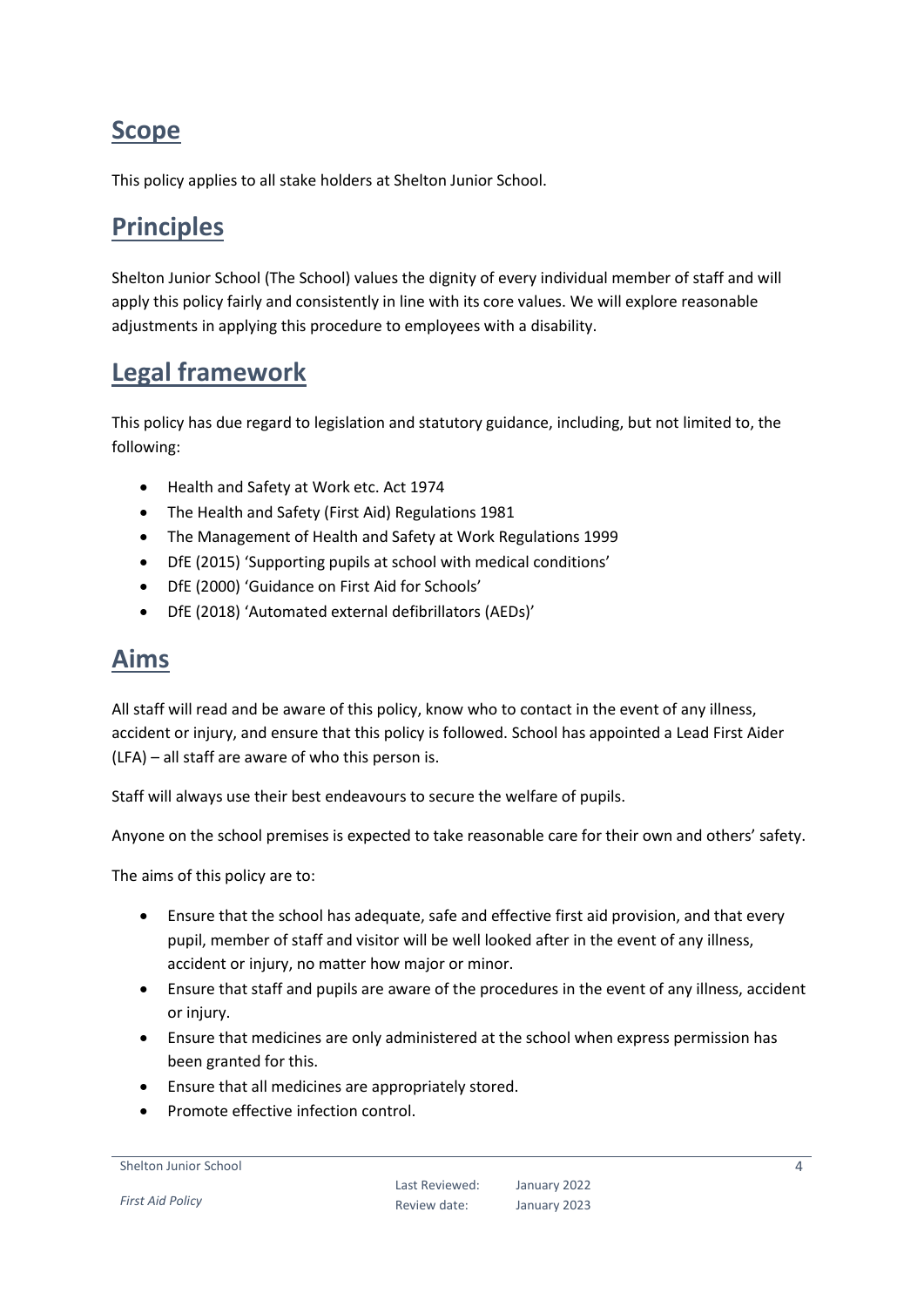## Scope

This policy applies to all stake holders at Shelton Junior School.

## Principles

Shelton Junior School (The School) values the dignity of every individual member of staff and will apply this policy fairly and consistently in line with its core values. We will explore reasonable adjustments in applying this procedure to employees with a disability.

## Legal framework

This policy has due regard to legislation and statutory guidance, including, but not limited to, the following:

- Health and Safety at Work etc. Act 1974
- The Health and Safety (First Aid) Regulations 1981
- The Management of Health and Safety at Work Regulations 1999
- DfE (2015) 'Supporting pupils at school with medical conditions'
- DfE (2000) 'Guidance on First Aid for Schools'
- DfE (2018) 'Automated external defibrillators (AEDs)'

## Aims

All staff will read and be aware of this policy, know who to contact in the event of any illness, accident or injury, and ensure that this policy is followed. School has appointed a Lead First Aider (LFA) – all staff are aware of who this person is.

Staff will always use their best endeavours to secure the welfare of pupils.

Anyone on the school premises is expected to take reasonable care for their own and others' safety.

The aims of this policy are to:

- Ensure that the school has adequate, safe and effective first aid provision, and that every pupil, member of staff and visitor will be well looked after in the event of any illness, accident or injury, no matter how major or minor.
- Ensure that staff and pupils are aware of the procedures in the event of any illness, accident or injury.
- Ensure that medicines are only administered at the school when express permission has been granted for this.
- Ensure that all medicines are appropriately stored.
- Promote effective infection control.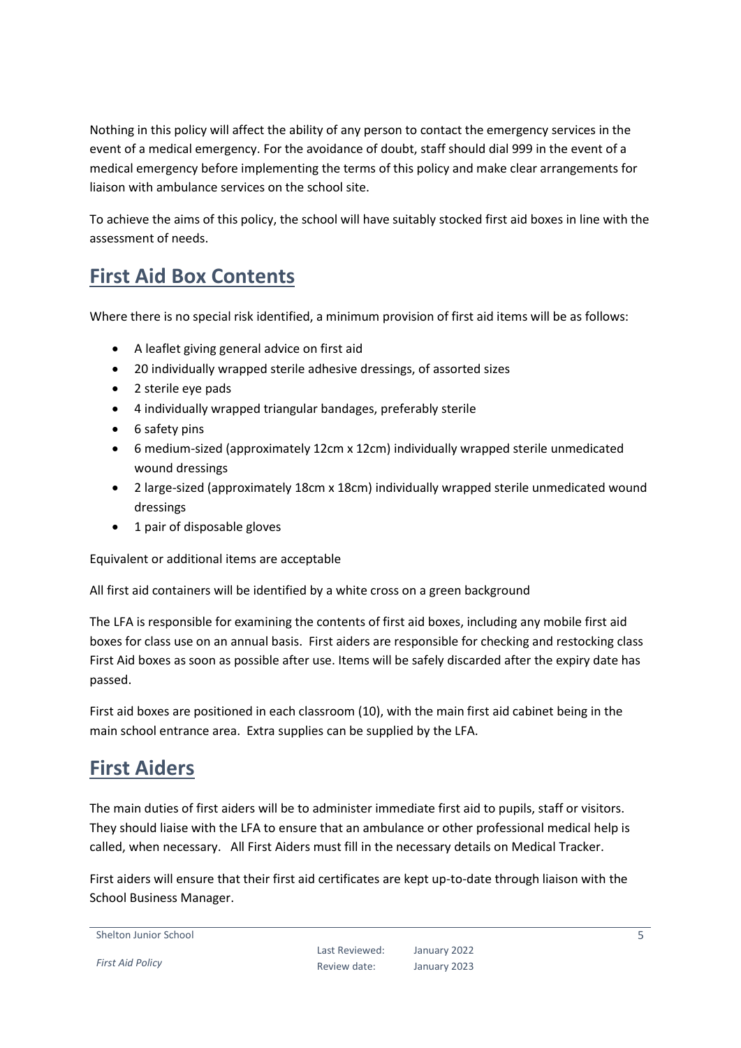Nothing in this policy will affect the ability of any person to contact the emergency services in the event of a medical emergency. For the avoidance of doubt, staff should dial 999 in the event of a medical emergency before implementing the terms of this policy and make clear arrangements for liaison with ambulance services on the school site.

To achieve the aims of this policy, the school will have suitably stocked first aid boxes in line with the assessment of needs.

## First Aid Box Contents

Where there is no special risk identified, a minimum provision of first aid items will be as follows:

- A leaflet giving general advice on first aid
- 20 individually wrapped sterile adhesive dressings, of assorted sizes
- 2 sterile eye pads
- 4 individually wrapped triangular bandages, preferably sterile
- 6 safety pins
- 6 medium-sized (approximately 12cm x 12cm) individually wrapped sterile unmedicated wound dressings
- 2 large-sized (approximately 18cm x 18cm) individually wrapped sterile unmedicated wound dressings
- 1 pair of disposable gloves

Equivalent or additional items are acceptable

All first aid containers will be identified by a white cross on a green background

The LFA is responsible for examining the contents of first aid boxes, including any mobile first aid boxes for class use on an annual basis. First aiders are responsible for checking and restocking class First Aid boxes as soon as possible after use. Items will be safely discarded after the expiry date has passed.

First aid boxes are positioned in each classroom (10), with the main first aid cabinet being in the main school entrance area. Extra supplies can be supplied by the LFA.

## First Aiders

The main duties of first aiders will be to administer immediate first aid to pupils, staff or visitors. They should liaise with the LFA to ensure that an ambulance or other professional medical help is called, when necessary. All First Aiders must fill in the necessary details on Medical Tracker.

First aiders will ensure that their first aid certificates are kept up-to-date through liaison with the School Business Manager.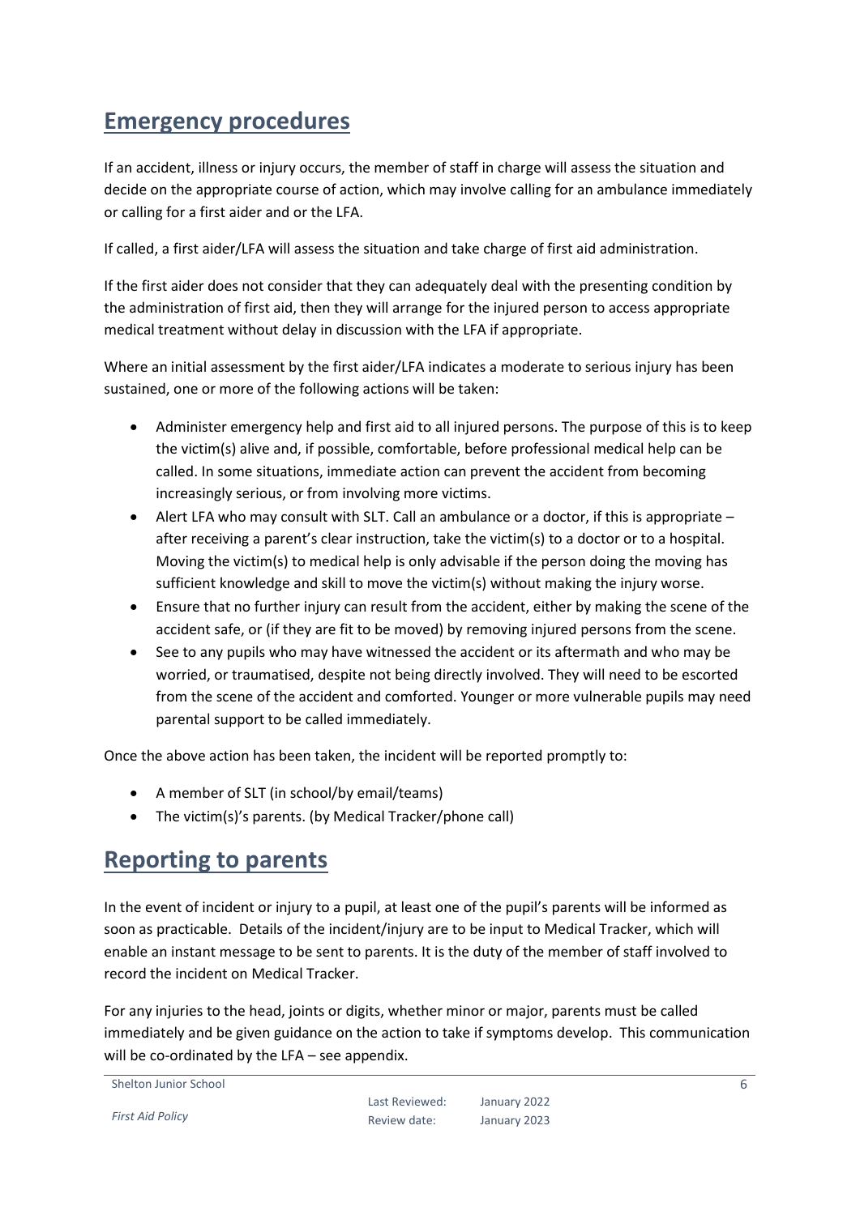## Emergency procedures

If an accident, illness or injury occurs, the member of staff in charge will assess the situation and decide on the appropriate course of action, which may involve calling for an ambulance immediately or calling for a first aider and or the LFA.

If called, a first aider/LFA will assess the situation and take charge of first aid administration.

If the first aider does not consider that they can adequately deal with the presenting condition by the administration of first aid, then they will arrange for the injured person to access appropriate medical treatment without delay in discussion with the LFA if appropriate.

Where an initial assessment by the first aider/LFA indicates a moderate to serious injury has been sustained, one or more of the following actions will be taken:

- Administer emergency help and first aid to all injured persons. The purpose of this is to keep the victim(s) alive and, if possible, comfortable, before professional medical help can be called. In some situations, immediate action can prevent the accident from becoming increasingly serious, or from involving more victims.
- Alert LFA who may consult with SLT. Call an ambulance or a doctor, if this is appropriate – after receiving a parent's clear instruction, take the victim(s) to a doctor or to a hospital. Moving the victim(s) to medical help is only advisable if the person doing the moving has sufficient knowledge and skill to move the victim(s) without making the injury worse.
- Ensure that no further injury can result from the accident, either by making the scene of the accident safe, or (if they are fit to be moved) by removing injured persons from the scene.
- See to any pupils who may have witnessed the accident or its aftermath and who may be worried, or traumatised, despite not being directly involved. They will need to be escorted from the scene of the accident and comforted. Younger or more vulnerable pupils may need parental support to be called immediately.

Once the above action has been taken, the incident will be reported promptly to:

- A member of SLT (in school/by email/teams)
- The victim(s)'s parents. (by Medical Tracker/phone call)

## Reporting to parents

In the event of incident or injury to a pupil, at least one of the pupil's parents will be informed as soon as practicable. Details of the incident/injury are to be input to Medical Tracker, which will enable an instant message to be sent to parents. It is the duty of the member of staff involved to record the incident on Medical Tracker.

For any injuries to the head, joints or digits, whether minor or major, parents must be called immediately and be given guidance on the action to take if symptoms develop. This communication will be co-ordinated by the LFA – see appendix.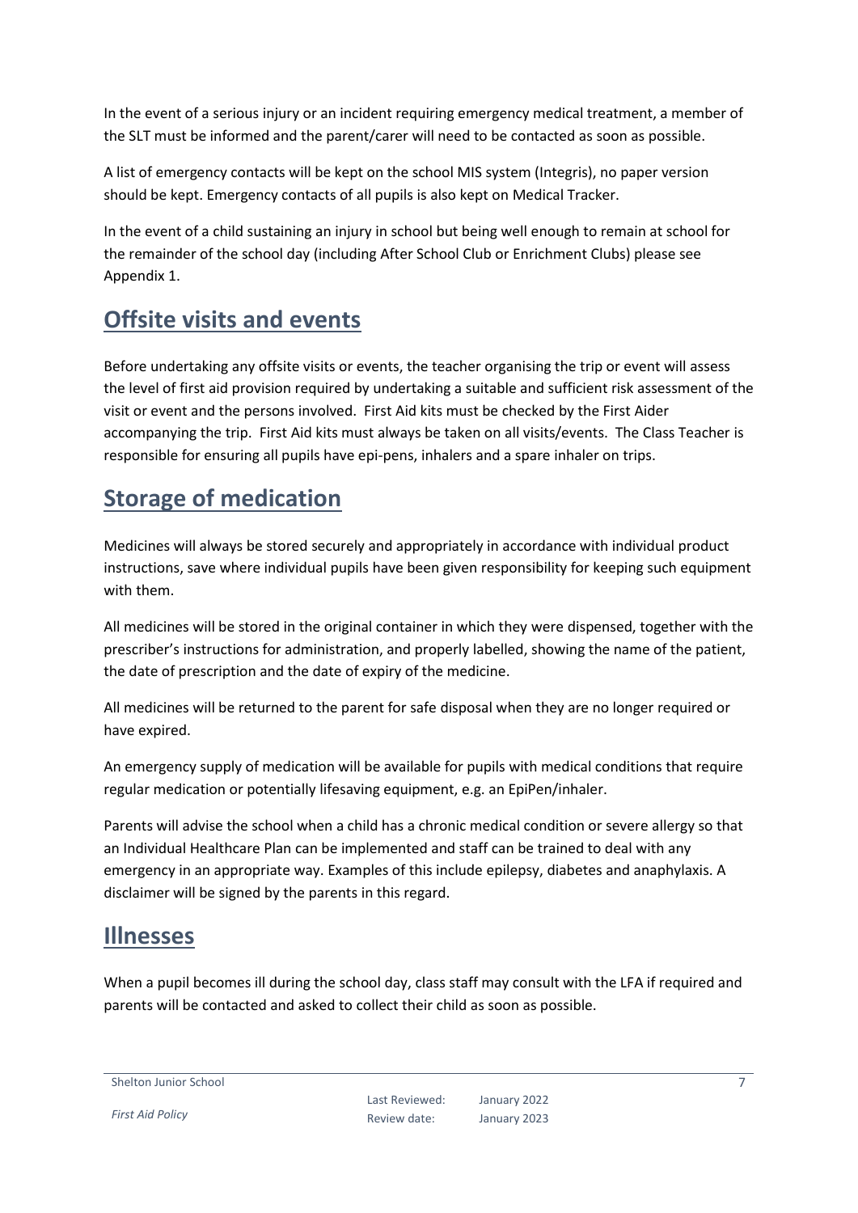In the event of a serious injury or an incident requiring emergency medical treatment, a member of the SLT must be informed and the parent/carer will need to be contacted as soon as possible.

A list of emergency contacts will be kept on the school MIS system (Integris), no paper version should be kept. Emergency contacts of all pupils is also kept on Medical Tracker.

In the event of a child sustaining an injury in school but being well enough to remain at school for the remainder of the school day (including After School Club or Enrichment Clubs) please see Appendix 1.

## Offsite visits and events

Before undertaking any offsite visits or events, the teacher organising the trip or event will assess the level of first aid provision required by undertaking a suitable and sufficient risk assessment of the visit or event and the persons involved. First Aid kits must be checked by the First Aider accompanying the trip. First Aid kits must always be taken on all visits/events. The Class Teacher is responsible for ensuring all pupils have epi-pens, inhalers and a spare inhaler on trips.

## Storage of medication

Medicines will always be stored securely and appropriately in accordance with individual product instructions, save where individual pupils have been given responsibility for keeping such equipment with them.

All medicines will be stored in the original container in which they were dispensed, together with the prescriber's instructions for administration, and properly labelled, showing the name of the patient, the date of prescription and the date of expiry of the medicine.

All medicines will be returned to the parent for safe disposal when they are no longer required or have expired.

An emergency supply of medication will be available for pupils with medical conditions that require regular medication or potentially lifesaving equipment, e.g. an EpiPen/inhaler.

Parents will advise the school when a child has a chronic medical condition or severe allergy so that an Individual Healthcare Plan can be implemented and staff can be trained to deal with any emergency in an appropriate way. Examples of this include epilepsy, diabetes and anaphylaxis. A disclaimer will be signed by the parents in this regard.

## Illnesses

When a pupil becomes ill during the school day, class staff may consult with the LFA if required and parents will be contacted and asked to collect their child as soon as possible.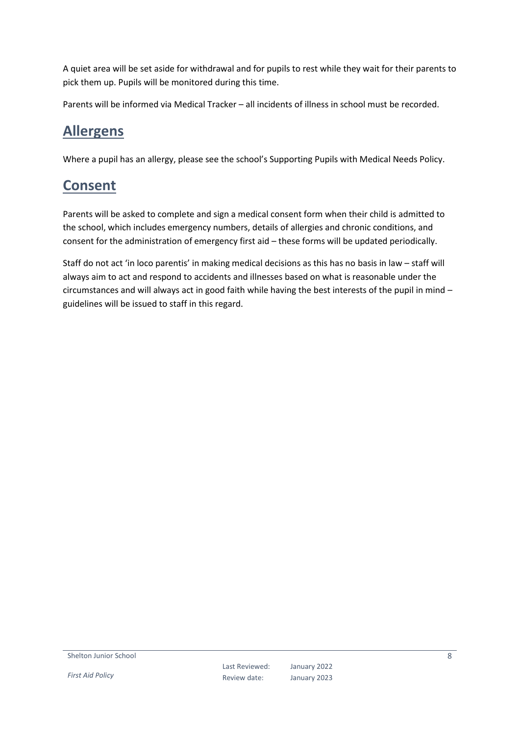A quiet area will be set aside for withdrawal and for pupils to rest while they wait for their parents to pick them up. Pupils will be monitored during this time.

Parents will be informed via Medical Tracker – all incidents of illness in school must be recorded.

## Allergens

Where a pupil has an allergy, please see the school's Supporting Pupils with Medical Needs Policy.

## Consent

Parents will be asked to complete and sign a medical consent form when their child is admitted to the school, which includes emergency numbers, details of allergies and chronic conditions, and consent for the administration of emergency first aid – these forms will be updated periodically.

Staff do not act 'in loco parentis' in making medical decisions as this has no basis in law – staff will always aim to act and respond to accidents and illnesses based on what is reasonable under the circumstances and will always act in good faith while having the best interests of the pupil in mind – guidelines will be issued to staff in this regard.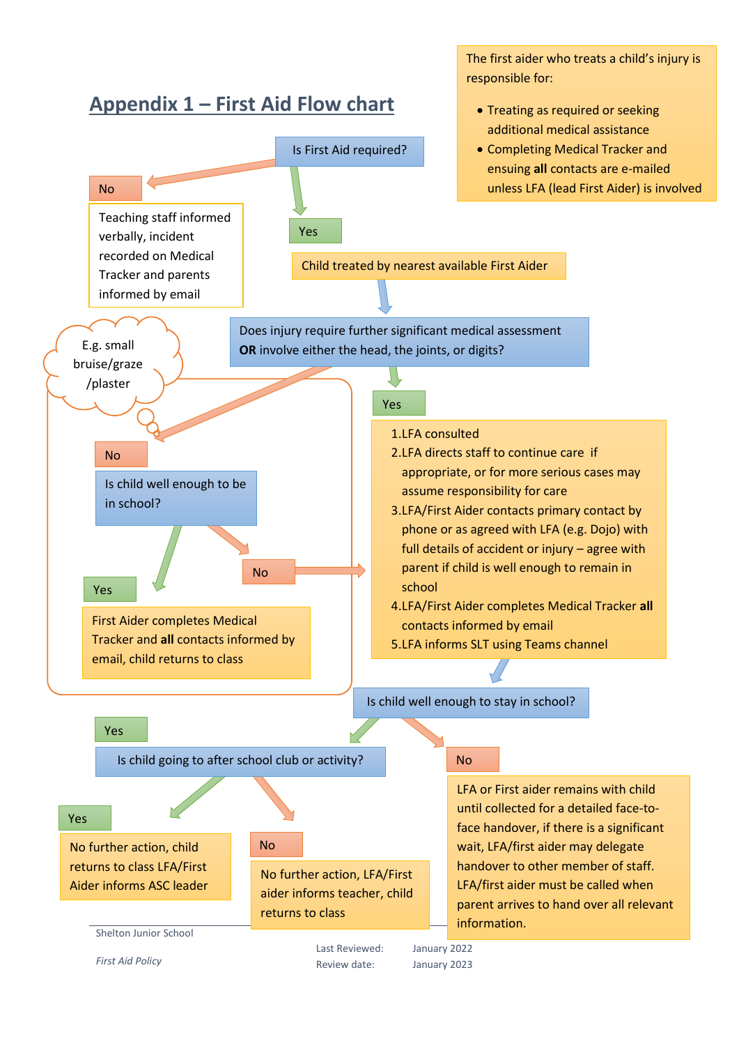## Appendix 1 – First Aid Flow chart

The first aider who treats a child's injury is responsible for:

- Treating as required or seeking additional medical assistance
- Completing Medical Tracker and ensuing **all** contacts are e-mailed unless LFA (lead First Aider) is involved

**Is First Aid required?**

**No**

Teaching staff informed verbally, incident recorded on Medical Tracker and parents informed by email

**Yes**

Child treated by nearest available First Aider

**Does injury require further significant medical assessment OR involve either the head, the joints, or digits?**

**No** (E.g. small bruise/graze /plaster)

**Is child well enough to be in school?**

**Yes**

First Aider completes Medical Tracker and **all** contacts informed by email, child returns to class

**No** → (to LFA steps)

**Yes**

1. LFA consulted
2. LFA directs staff to continue care if appropriate, or for more serious cases may assume responsibility for care
3. LFA/First Aider contacts primary contact by phone or as agreed with LFA (e.g. Dojo) with full details of accident or injury – agree with parent if child is well enough to remain in school
4. LFA/First Aider completes Medical Tracker **all** contacts informed by email
5. LFA informs SLT using Teams channel

**Is child well enough to stay in school?**

**Yes**

**Is child going to after school club or activity?**

**Yes**

No further action, child returns to class LFA/First Aider informs ASC leader

**No**

No further action, LFA/First aider informs teacher, child returns to class

**No**

LFA or First aider remains with child until collected for a detailed face-to-face handover, if there is a significant wait, LFA/first aider may delegate handover to other member of staff. LFA/first aider must be called when parent arrives to hand over all relevant information.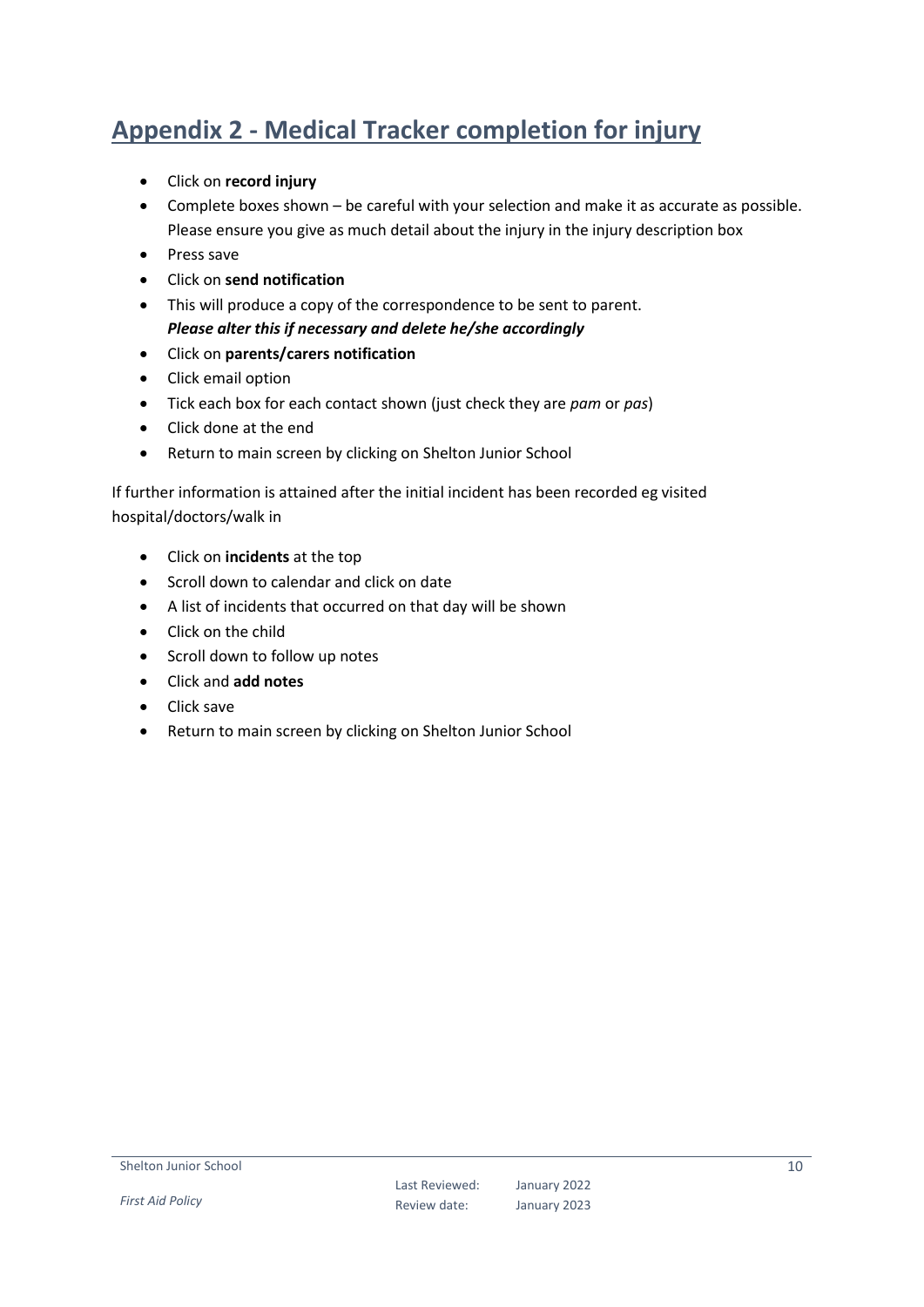## Appendix 2 - Medical Tracker completion for injury

- Click on **record injury**
- Complete boxes shown – be careful with your selection and make it as accurate as possible. Please ensure you give as much detail about the injury in the injury description box
- Press save
- Click on **send notification**
- This will produce a copy of the correspondence to be sent to parent.
  ***Please alter this if necessary and delete he/she accordingly***
- Click on **parents/carers notification**
- Click email option
- Tick each box for each contact shown (just check they are *pam* or *pas*)
- Click done at the end
- Return to main screen by clicking on Shelton Junior School

If further information is attained after the initial incident has been recorded eg visited hospital/doctors/walk in

- Click on **incidents** at the top
- Scroll down to calendar and click on date
- A list of incidents that occurred on that day will be shown
- Click on the child
- Scroll down to follow up notes
- Click and **add notes**
- Click save
- Return to main screen by clicking on Shelton Junior School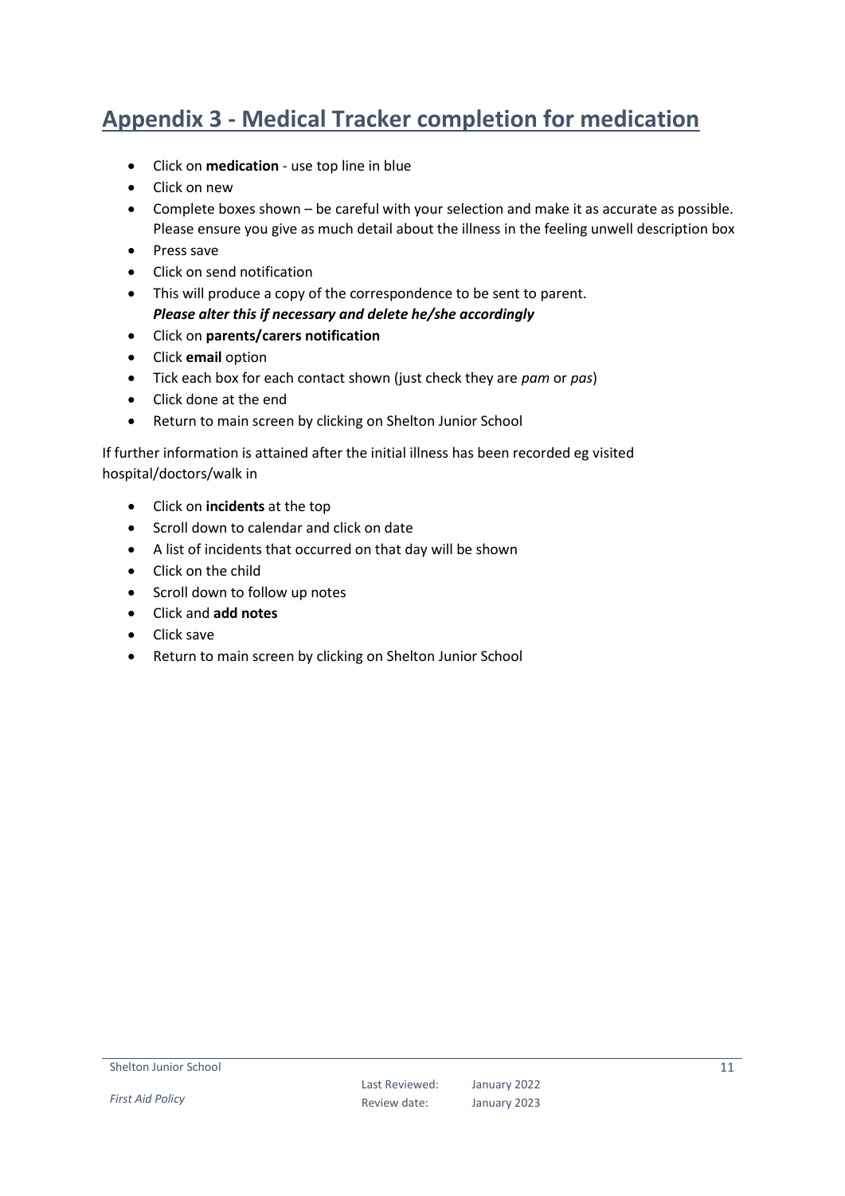## Appendix 3 - Medical Tracker completion for medication

- Click on **medication** - use top line in blue
- Click on new
- Complete boxes shown – be careful with your selection and make it as accurate as possible. Please ensure you give as much detail about the illness in the feeling unwell description box
- Press save
- Click on send notification
- This will produce a copy of the correspondence to be sent to parent.
  ***Please alter this if necessary and delete he/she accordingly***
- Click on **parents/carers notification**
- Click **email** option
- Tick each box for each contact shown (just check they are *pam* or *pas*)
- Click done at the end
- Return to main screen by clicking on Shelton Junior School

If further information is attained after the initial illness has been recorded eg visited hospital/doctors/walk in

- Click on **incidents** at the top
- Scroll down to calendar and click on date
- A list of incidents that occurred on that day will be shown
- Click on the child
- Scroll down to follow up notes
- Click and **add notes**
- Click save
- Return to main screen by clicking on Shelton Junior School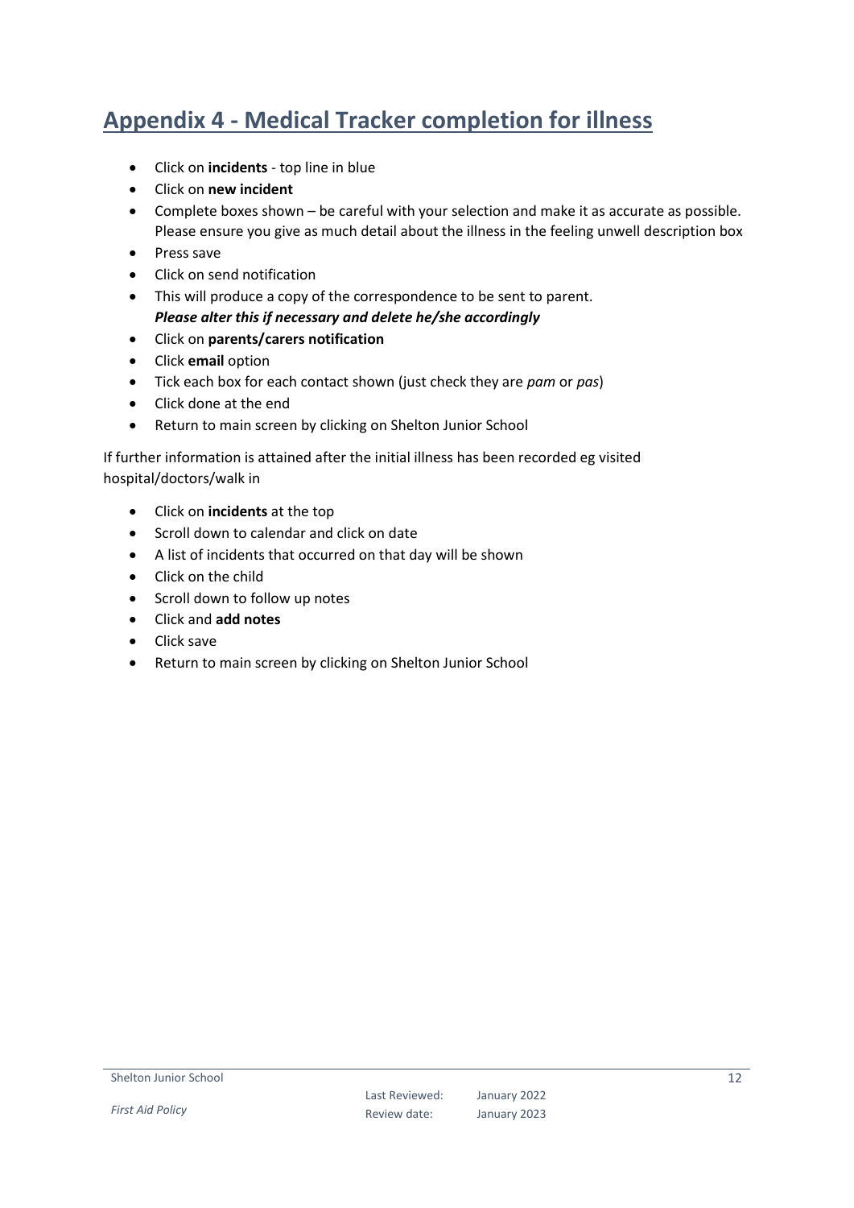## Appendix 4 - Medical Tracker completion for illness

- Click on **incidents** - top line in blue
- Click on **new incident**
- Complete boxes shown – be careful with your selection and make it as accurate as possible. Please ensure you give as much detail about the illness in the feeling unwell description box
- Press save
- Click on send notification
- This will produce a copy of the correspondence to be sent to parent. ***Please alter this if necessary and delete he/she accordingly***
- Click on **parents/carers notification**
- Click **email** option
- Tick each box for each contact shown (just check they are *pam* or *pas*)
- Click done at the end
- Return to main screen by clicking on Shelton Junior School

If further information is attained after the initial illness has been recorded eg visited hospital/doctors/walk in

- Click on **incidents** at the top
- Scroll down to calendar and click on date
- A list of incidents that occurred on that day will be shown
- Click on the child
- Scroll down to follow up notes
- Click and **add notes**
- Click save
- Return to main screen by clicking on Shelton Junior School